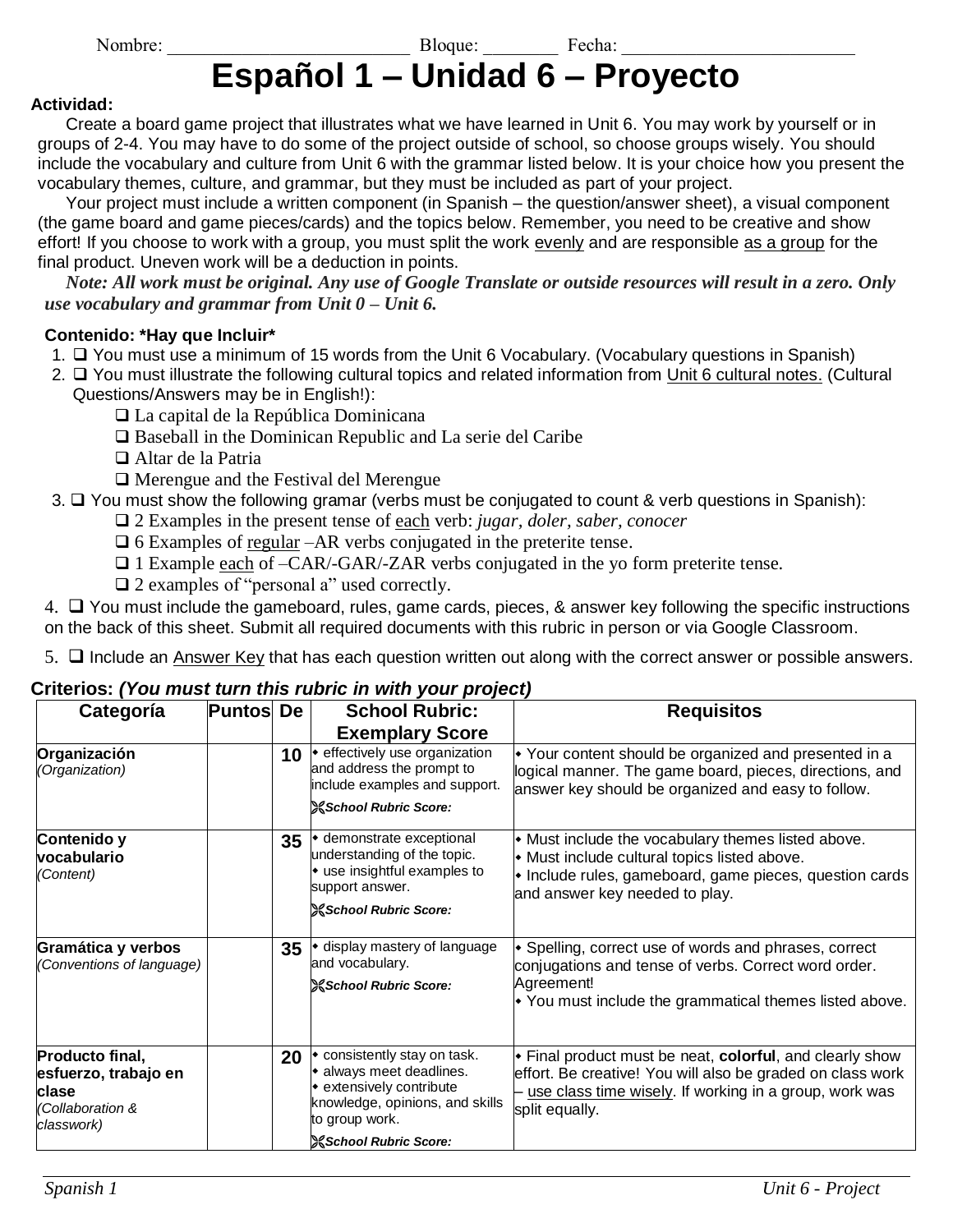Nombre: _________________________ Bloque: ________ Fecha: ________________________

# Español 1 – Unidad 6 – Proyecto

**Actividad:**

Create a board game project that illustrates what we have learned in Unit 6. You may work by yourself or in groups of 2-4. You may have to do some of the project outside of school, so choose groups wisely. You should include the vocabulary and culture from Unit 6 with the grammar listed below. It is your choice how you present the vocabulary themes, culture, and grammar, but they must be included as part of your project.

Your project must include a written component (in Spanish – the question/answer sheet), a visual component (the game board and game pieces/cards) and the topics below. Remember, you need to be creative and show effort! If you choose to work with a group, you must split the work <u>evenly</u> and are responsible <u>as a group</u> for the final product. Uneven work will be a deduction in points.

***Note: All work must be original. Any use of Google Translate or outside resources will result in a zero. Only use vocabulary and grammar from Unit 0 – Unit 6.***

**Contenido: \*Hay que Incluir\***

1. ❑ You must use a minimum of 15 words from the Unit 6 Vocabulary. (Vocabulary questions in Spanish)
2. ❑ You must illustrate the following cultural topics and related information from <u>Unit 6 cultural notes.</u> (Cultural Questions/Answers may be in English!):
   - ❑ La capital de la República Dominicana
   - ❑ Baseball in the Dominican Republic and La serie del Caribe
   - ❑ Altar de la Patria
   - ❑ Merengue and the Festival del Merengue
3. ❑ You must show the following gramar (verbs must be conjugated to count & verb questions in Spanish):
   - ❑ 2 Examples in the present tense of <u>each</u> verb: *jugar, doler, saber, conocer*
   - ❑ 6 Examples of <u>regular</u> –AR verbs conjugated in the preterite tense.
   - ❑ 1 Example <u>each</u> of –CAR/-GAR/-ZAR verbs conjugated in the yo form preterite tense.
   - ❑ 2 examples of "personal a" used correctly.
4. ❑ You must include the gameboard, rules, game cards, pieces, & answer key following the specific instructions on the back of this sheet. Submit all required documents with this rubric in person or via Google Classroom.
5. ❑ Include an <u>Answer Key</u> that has each question written out along with the correct answer or possible answers.

**Criterios:** ***(You must turn this rubric in with your project)***

| Categoría | Puntos | De | School Rubric: Exemplary Score | Requisitos |
|---|---|---|---|---|
| **Organización** *(Organization)* | | **10** | • effectively use organization and address the prompt to include examples and support. ***School Rubric Score:*** | • Your content should be organized and presented in a logical manner. The game board, pieces, directions, and answer key should be organized and easy to follow. |
| **Contenido y vocabulario** *(Content)* | | **35** | • demonstrate exceptional understanding of the topic. • use insightful examples to support answer. ***School Rubric Score:*** | • Must include the vocabulary themes listed above. • Must include cultural topics listed above. • Include rules, gameboard, game pieces, question cards and answer key needed to play. |
| **Gramática y verbos** *(Conventions of language)* | | **35** | • display mastery of language and vocabulary. ***School Rubric Score:*** | • Spelling, correct use of words and phrases, correct conjugations and tense of verbs. Correct word order. Agreement! • You must include the grammatical themes listed above. |
| **Producto final, esfuerzo, trabajo en clase** *(Collaboration & classwork)* | | **20** | • consistently stay on task. • always meet deadlines. • extensively contribute knowledge, opinions, and skills to group work. ***School Rubric Score:*** | • Final product must be neat, **colorful**, and clearly show effort. Be creative! You will also be graded on class work – <u>use class time wisely</u>. If working in a group, work was split equally. |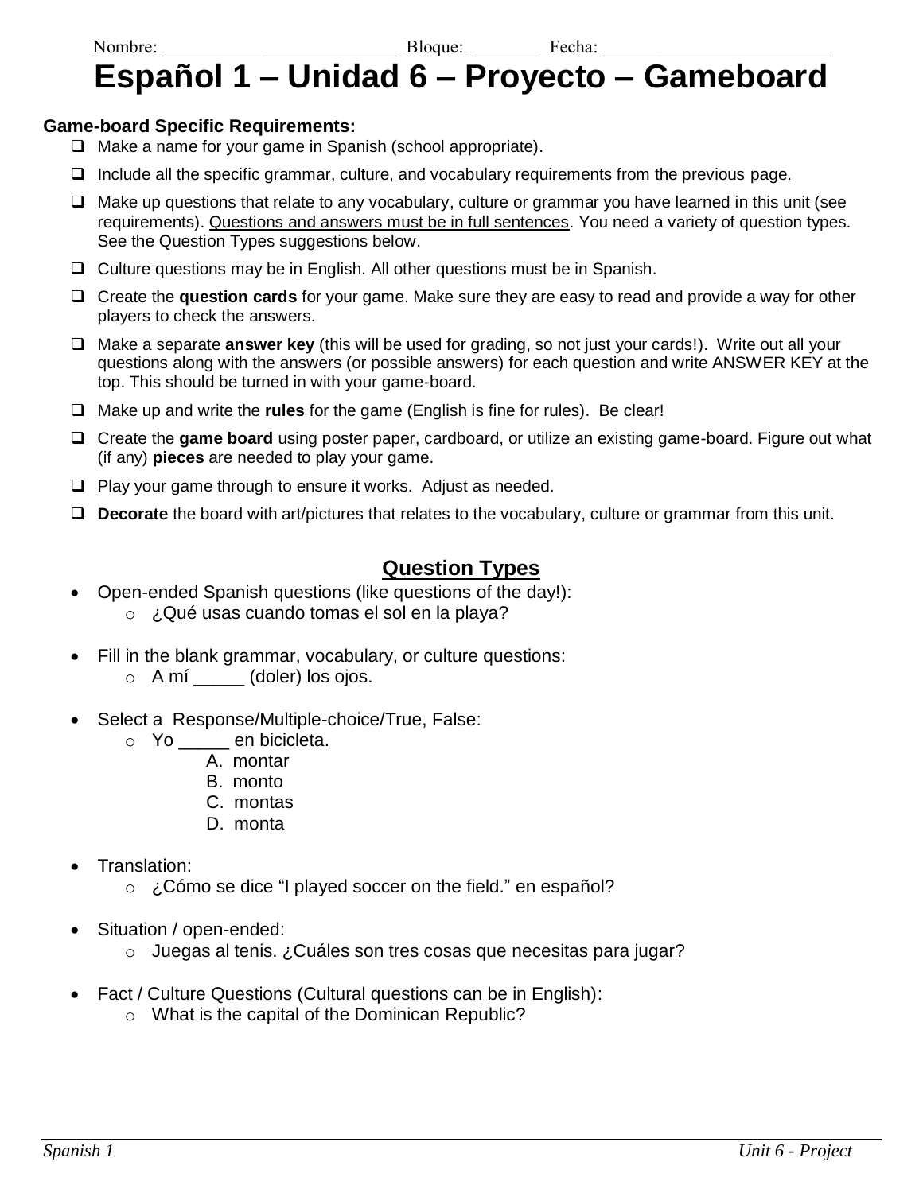Nombre: ________________________ Bloque: ________ Fecha: ________________________

# Español 1 – Unidad 6 – Proyecto – Gameboard

**Game-board Specific Requirements:**

- ☐ Make a name for your game in Spanish (school appropriate).
- ☐ Include all the specific grammar, culture, and vocabulary requirements from the previous page.
- ☐ Make up questions that relate to any vocabulary, culture or grammar you have learned in this unit (see requirements). Questions and answers must be in full sentences. You need a variety of question types. See the Question Types suggestions below.
- ☐ Culture questions may be in English. All other questions must be in Spanish.
- ☐ Create the **question cards** for your game. Make sure they are easy to read and provide a way for other players to check the answers.
- ☐ Make a separate **answer key** (this will be used for grading, so not just your cards!). Write out all your questions along with the answers (or possible answers) for each question and write ANSWER KEY at the top. This should be turned in with your game-board.
- ☐ Make up and write the **rules** for the game (English is fine for rules). Be clear!
- ☐ Create the **game board** using poster paper, cardboard, or utilize an existing game-board. Figure out what (if any) **pieces** are needed to play your game.
- ☐ Play your game through to ensure it works. Adjust as needed.
- ☐ **Decorate** the board with art/pictures that relates to the vocabulary, culture or grammar from this unit.

## Question Types

- Open-ended Spanish questions (like questions of the day!):
  - ¿Qué usas cuando tomas el sol en la playa?
- Fill in the blank grammar, vocabulary, or culture questions:
  - A mí _____ (doler) los ojos.
- Select a Response/Multiple-choice/True, False:
  - Yo _____ en bicicleta.
    - A. montar
    - B. monto
    - C. montas
    - D. monta
- Translation:
  - ¿Cómo se dice "I played soccer on the field." en español?
- Situation / open-ended:
  - Juegas al tenis. ¿Cuáles son tres cosas que necesitas para jugar?
- Fact / Culture Questions (Cultural questions can be in English):
  - What is the capital of the Dominican Republic?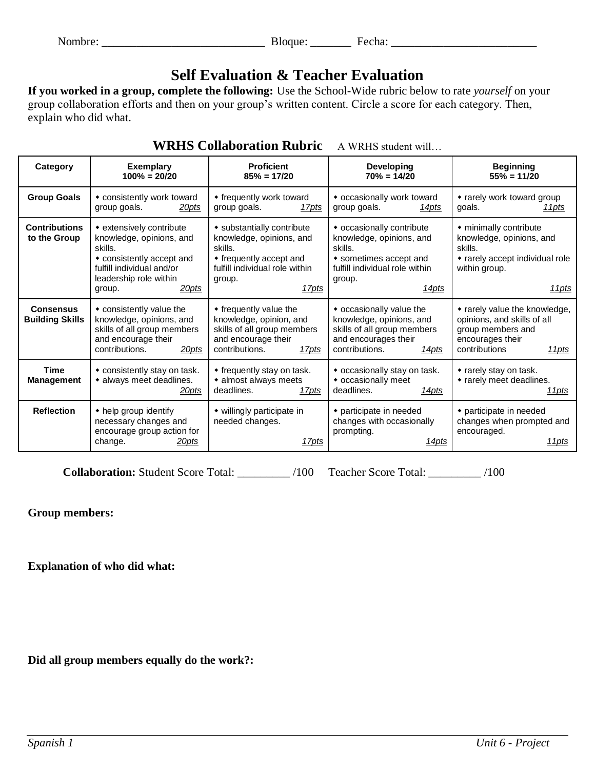Nombre: ___________________________ Bloque: _______ Fecha: _________________________

# Self Evaluation & Teacher Evaluation

**If you worked in a group, complete the following:** Use the School-Wide rubric below to rate *yourself* on your group collaboration efforts and then on your group's written content. Circle a score for each category. Then, explain who did what.

## WRHS Collaboration Rubric A WRHS student will…

| Category | Exemplary 100% = 20/20 | Proficient 85% = 17/20 | Developing 70% = 14/20 | Beginning 55% = 11/20 |
|---|---|---|---|---|
| **Group Goals** | • consistently work toward group goals. 20pts | • frequently work toward group goals. 17pts | • occasionally work toward group goals. 14pts | • rarely work toward group goals. 11pts |
| **Contributions to the Group** | • extensively contribute knowledge, opinions, and skills. • consistently accept and fulfill individual and/or leadership role within group. 20pts | • substantially contribute knowledge, opinions, and skills. • frequently accept and fulfill individual role within group. 17pts | • occasionally contribute knowledge, opinions, and skills. • sometimes accept and fulfill individual role within group. 14pts | • minimally contribute knowledge, opinions, and skills. • rarely accept individual role within group. 11pts |
| **Consensus Building Skills** | • consistently value the knowledge, opinions, and skills of all group members and encourage their contributions. 20pts | • frequently value the knowledge, opinion, and skills of all group members and encourage their contributions. 17pts | • occasionally value the knowledge, opinions, and skills of all group members and encourages their contributions. 14pts | • rarely value the knowledge, opinions, and skills of all group members and encourages their contributions 11pts |
| **Time Management** | • consistently stay on task. • always meet deadlines. 20pts | • frequently stay on task. • almost always meets deadlines. 17pts | • occasionally stay on task. • occasionally meet deadlines. 14pts | • rarely stay on task. • rarely meet deadlines. 11pts |
| **Reflection** | • help group identify necessary changes and encourage group action for change. 20pts | • willingly participate in needed changes. 17pts | • participate in needed changes with occasionally prompting. 14pts | • participate in needed changes when prompted and encouraged. 11pts |

**Collaboration:** Student Score Total: _________ /100 Teacher Score Total: _________ /100

**Group members:**

**Explanation of who did what:**

**Did all group members equally do the work?:**